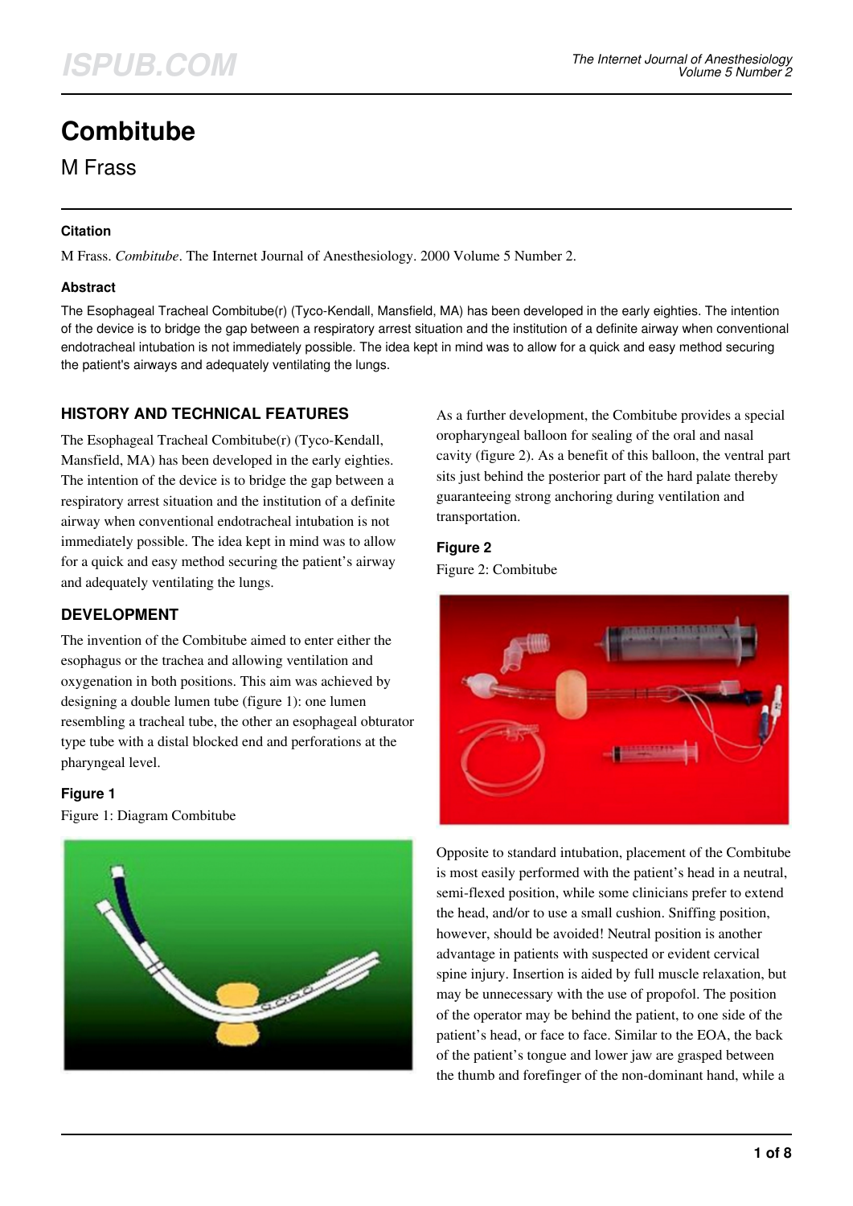# Combitube

M Frass

### Citation

M Frass. *Combitube*. The Internet Journal of Anesthesiology. 2000 Volume 5 Number 2.

### Abstract

The Esophageal Tracheal Combitube(r) (Tyco-Kendall, Mansfield, MA) has been developed in the early eighties. The intention of the device is to bridge the gap between a respiratory arrest situation and the institution of a definite airway when conventional endotracheal intubation is not immediately possible. The idea kept in mind was to allow for a quick and easy method securing the patient's airways and adequately ventilating the lungs.

## HISTORY AND TECHNICAL FEATURES

The Esophageal Tracheal Combitube(r) (Tyco-Kendall, Mansfield, MA) has been developed in the early eighties. The intention of the device is to bridge the gap between a respiratory arrest situation and the institution of a definite airway when conventional endotracheal intubation is not immediately possible. The idea kept in mind was to allow for a quick and easy method securing the patient's airway and adequately ventilating the lungs.

## DEVELOPMENT

The invention of the Combitube aimed to enter either the esophagus or the trachea and allowing ventilation and oxygenation in both positions. This aim was achieved by designing a double lumen tube (figure 1): one lumen resembling a tracheal tube, the other an esophageal obturator type tube with a distal blocked end and perforations at the pharyngeal level.

**Figure 1**

Figure 1: Diagram Combitube

As a further development, the Combitube provides a special oropharyngeal balloon for sealing of the oral and nasal cavity (figure 2). As a benefit of this balloon, the ventral part sits just behind the posterior part of the hard palate thereby guaranteeing strong anchoring during ventilation and transportation.

**Figure 2**

Figure 2: Combitube

Opposite to standard intubation, placement of the Combitube is most easily performed with the patient's head in a neutral, semi-flexed position, while some clinicians prefer to extend the head, and/or to use a small cushion. Sniffing position, however, should be avoided! Neutral position is another advantage in patients with suspected or evident cervical spine injury. Insertion is aided by full muscle relaxation, but may be unnecessary with the use of propofol. The position of the operator may be behind the patient, to one side of the patient's head, or face to face. Similar to the EOA, the back of the patient's tongue and lower jaw are grasped between the thumb and forefinger of the non-dominant hand, while a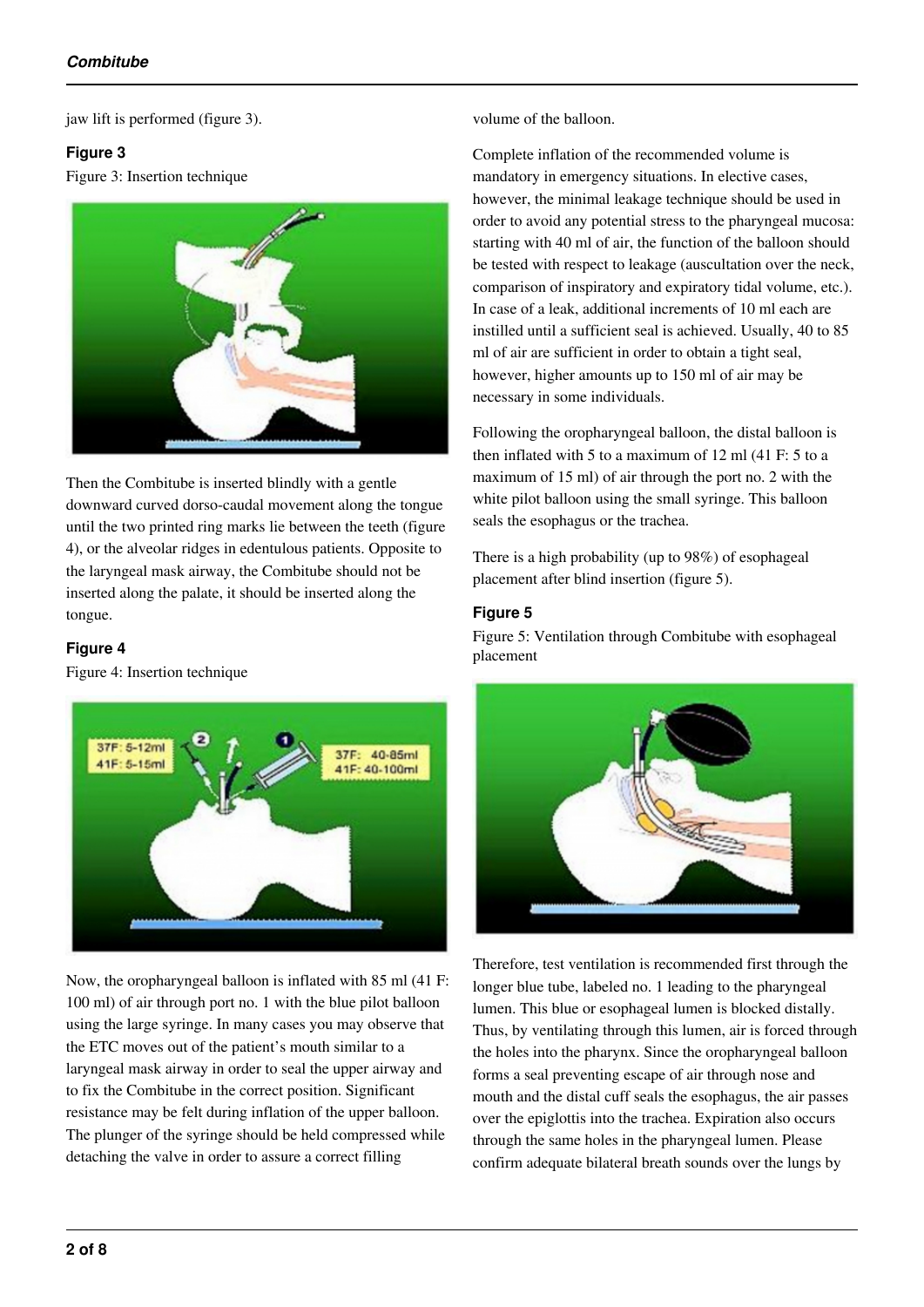jaw lift is performed (figure 3).

### Figure 3

Figure 3: Insertion technique

Then the Combitube is inserted blindly with a gentle downward curved dorso-caudal movement along the tongue until the two printed ring marks lie between the teeth (figure 4), or the alveolar ridges in edentulous patients. Opposite to the laryngeal mask airway, the Combitube should not be inserted along the palate, it should be inserted along the tongue.

### Figure 4

Figure 4: Insertion technique

Now, the oropharyngeal balloon is inflated with 85 ml (41 F: 100 ml) of air through port no. 1 with the blue pilot balloon using the large syringe. In many cases you may observe that the ETC moves out of the patient's mouth similar to a laryngeal mask airway in order to seal the upper airway and to fix the Combitube in the correct position. Significant resistance may be felt during inflation of the upper balloon. The plunger of the syringe should be held compressed while detaching the valve in order to assure a correct filling volume of the balloon.

Complete inflation of the recommended volume is mandatory in emergency situations. In elective cases, however, the minimal leakage technique should be used in order to avoid any potential stress to the pharyngeal mucosa: starting with 40 ml of air, the function of the balloon should be tested with respect to leakage (auscultation over the neck, comparison of inspiratory and expiratory tidal volume, etc.). In case of a leak, additional increments of 10 ml each are instilled until a sufficient seal is achieved. Usually, 40 to 85 ml of air are sufficient in order to obtain a tight seal, however, higher amounts up to 150 ml of air may be necessary in some individuals.

Following the oropharyngeal balloon, the distal balloon is then inflated with 5 to a maximum of 12 ml (41 F: 5 to a maximum of 15 ml) of air through the port no. 2 with the white pilot balloon using the small syringe. This balloon seals the esophagus or the trachea.

There is a high probability (up to 98%) of esophageal placement after blind insertion (figure 5).

### Figure 5

Figure 5: Ventilation through Combitube with esophageal placement

Therefore, test ventilation is recommended first through the longer blue tube, labeled no. 1 leading to the pharyngeal lumen. This blue or esophageal lumen is blocked distally. Thus, by ventilating through this lumen, air is forced through the holes into the pharynx. Since the oropharyngeal balloon forms a seal preventing escape of air through nose and mouth and the distal cuff seals the esophagus, the air passes over the epiglottis into the trachea. Expiration also occurs through the same holes in the pharyngeal lumen. Please confirm adequate bilateral breath sounds over the lungs by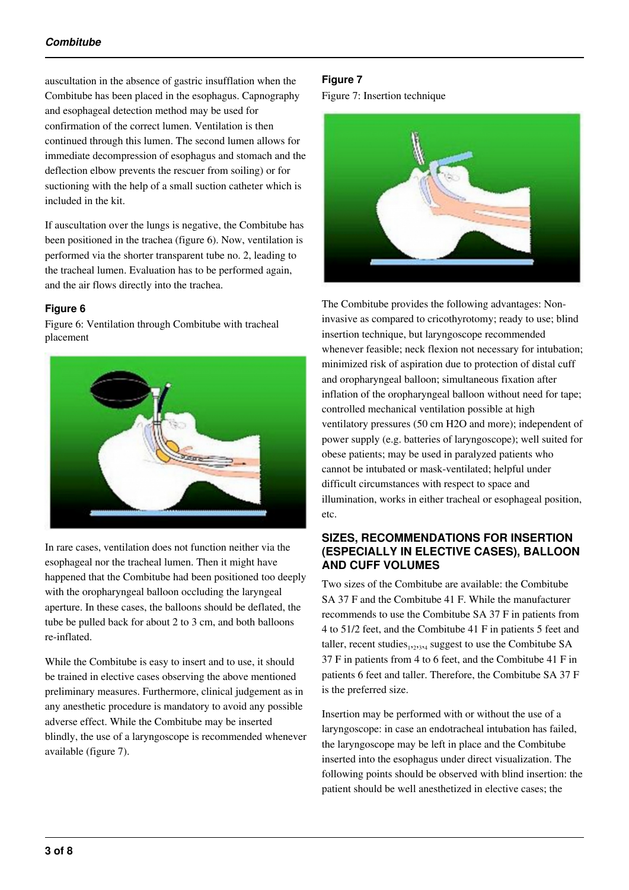auscultation in the absence of gastric insufflation when the Combitube has been placed in the esophagus. Capnography and esophageal detection method may be used for confirmation of the correct lumen. Ventilation is then continued through this lumen. The second lumen allows for immediate decompression of esophagus and stomach and the deflection elbow prevents the rescuer from soiling) or for suctioning with the help of a small suction catheter which is included in the kit.

If auscultation over the lungs is negative, the Combitube has been positioned in the trachea (figure 6). Now, ventilation is performed via the shorter transparent tube no. 2, leading to the tracheal lumen. Evaluation has to be performed again, and the air flows directly into the trachea.

#### Figure 6

Figure 6: Ventilation through Combitube with tracheal placement

In rare cases, ventilation does not function neither via the esophageal nor the tracheal lumen. Then it might have happened that the Combitube had been positioned too deeply with the oropharyngeal balloon occluding the laryngeal aperture. In these cases, the balloons should be deflated, the tube be pulled back for about 2 to 3 cm, and both balloons re-inflated.

While the Combitube is easy to insert and to use, it should be trained in elective cases observing the above mentioned preliminary measures. Furthermore, clinical judgement as in any anesthetic procedure is mandatory to avoid any possible adverse effect. While the Combitube may be inserted blindly, the use of a laryngoscope is recommended whenever available (figure 7).

#### Figure 7

Figure 7: Insertion technique

The Combitube provides the following advantages: Non-invasive as compared to cricothyrotomy; ready to use; blind insertion technique, but laryngoscope recommended whenever feasible; neck flexion not necessary for intubation; minimized risk of aspiration due to protection of distal cuff and oropharyngeal balloon; simultaneous fixation after inflation of the oropharyngeal balloon without need for tape; controlled mechanical ventilation possible at high ventilatory pressures (50 cm H2O and more); independent of power supply (e.g. batteries of laryngoscope); well suited for obese patients; may be used in paralyzed patients who cannot be intubated or mask-ventilated; helpful under difficult circumstances with respect to space and illumination, works in either tracheal or esophageal position, etc.

### SIZES, RECOMMENDATIONS FOR INSERTION (ESPECIALLY IN ELECTIVE CASES), BALLOON AND CUFF VOLUMES

Two sizes of the Combitube are available: the Combitube SA 37 F and the Combitube 41 F. While the manufacturer recommends to use the Combitube SA 37 F in patients from 4 to 51/2 feet, and the Combitube 41 F in patients 5 feet and taller, recent studies[1,2,3,4] suggest to use the Combitube SA 37 F in patients from 4 to 6 feet, and the Combitube 41 F in patients 6 feet and taller. Therefore, the Combitube SA 37 F is the preferred size.

Insertion may be performed with or without the use of a laryngoscope: in case an endotracheal intubation has failed, the laryngoscope may be left in place and the Combitube inserted into the esophagus under direct visualization. The following points should be observed with blind insertion: the patient should be well anesthetized in elective cases; the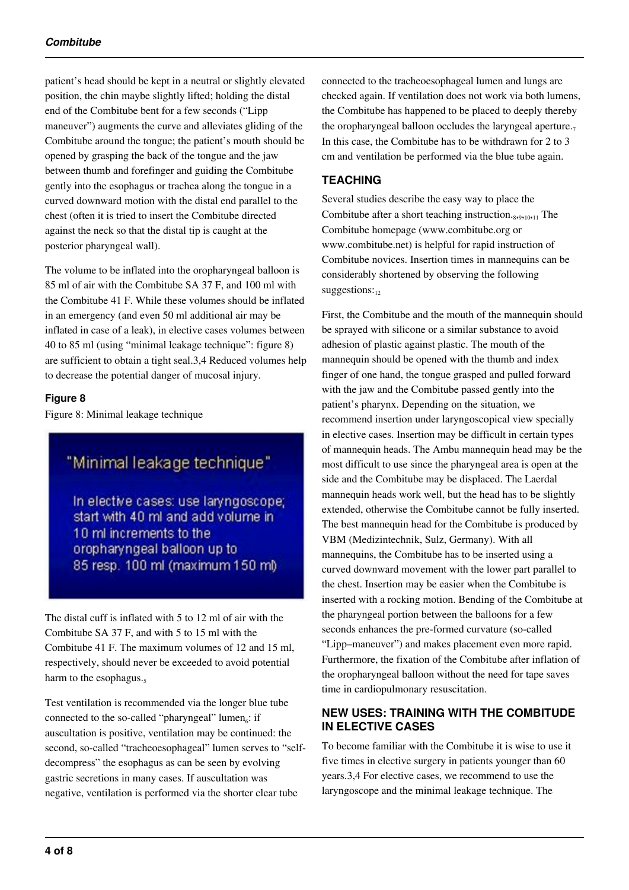patient's head should be kept in a neutral or slightly elevated position, the chin maybe slightly lifted; holding the distal end of the Combitube bent for a few seconds ("Lipp maneuver") augments the curve and alleviates gliding of the Combitube around the tongue; the patient's mouth should be opened by grasping the back of the tongue and the jaw between thumb and forefinger and guiding the Combitube gently into the esophagus or trachea along the tongue in a curved downward motion with the distal end parallel to the chest (often it is tried to insert the Combitube directed against the neck so that the distal tip is caught at the posterior pharyngeal wall).

The volume to be inflated into the oropharyngeal balloon is 85 ml of air with the Combitube SA 37 F, and 100 ml with the Combitube 41 F. While these volumes should be inflated in an emergency (and even 50 ml additional air may be inflated in case of a leak), in elective cases volumes between 40 to 85 ml (using "minimal leakage technique": figure 8) are sufficient to obtain a tight seal.3,4 Reduced volumes help to decrease the potential danger of mucosal injury.

**Figure 8**

Figure 8: Minimal leakage technique

"Minimal leakage technique"

In elective cases: use laryngoscope; start with 40 ml and add volume in 10 ml increments to the oropharyngeal balloon up to 85 resp. 100 ml (maximum 150 ml)

The distal cuff is inflated with 5 to 12 ml of air with the Combitube SA 37 F, and with 5 to 15 ml with the Combitube 41 F. The maximum volumes of 12 and 15 ml, respectively, should never be exceeded to avoid potential harm to the esophagus.[5]

Test ventilation is recommended via the longer blue tube connected to the so-called "pharyngeal" lumen[6]: if auscultation is positive, ventilation may be continued: the second, so-called "tracheoesophageal" lumen serves to "self-decompress" the esophagus as can be seen by evolving gastric secretions in many cases. If auscultation was negative, ventilation is performed via the shorter clear tube connected to the tracheoesophageal lumen and lungs are checked again. If ventilation does not work via both lumens, the Combitube has happened to be placed to deeply thereby the oropharyngeal balloon occludes the laryngeal aperture.[7] In this case, the Combitube has to be withdrawn for 2 to 3 cm and ventilation be performed via the blue tube again.

## TEACHING

Several studies describe the easy way to place the Combitube after a short teaching instruction.[8,9,10,11] The Combitube homepage (www.combitube.org or www.combitube.net) is helpful for rapid instruction of Combitube novices. Insertion times in mannequins can be considerably shortened by observing the following suggestions:[12]

First, the Combitube and the mouth of the mannequin should be sprayed with silicone or a similar substance to avoid adhesion of plastic against plastic. The mouth of the mannequin should be opened with the thumb and index finger of one hand, the tongue grasped and pulled forward with the jaw and the Combitube passed gently into the patient's pharynx. Depending on the situation, we recommend insertion under laryngoscopical view specially in elective cases. Insertion may be difficult in certain types of mannequin heads. The Ambu mannequin head may be the most difficult to use since the pharyngeal area is open at the side and the Combitube may be displaced. The Laerdal mannequin heads work well, but the head has to be slightly extended, otherwise the Combitube cannot be fully inserted. The best mannequin head for the Combitube is produced by VBM (Medizintechnik, Sulz, Germany). With all mannequins, the Combitube has to be inserted using a curved downward movement with the lower part parallel to the chest. Insertion may be easier when the Combitube is inserted with a rocking motion. Bending of the Combitube at the pharyngeal portion between the balloons for a few seconds enhances the pre-formed curvature (so-called "Lipp–maneuver") and makes placement even more rapid. Furthermore, the fixation of the Combitube after inflation of the oropharyngeal balloon without the need for tape saves time in cardiopulmonary resuscitation.

## NEW USES: TRAINING WITH THE COMBITUDE IN ELECTIVE CASES

To become familiar with the Combitube it is wise to use it five times in elective surgery in patients younger than 60 years.3,4 For elective cases, we recommend to use the laryngoscope and the minimal leakage technique. The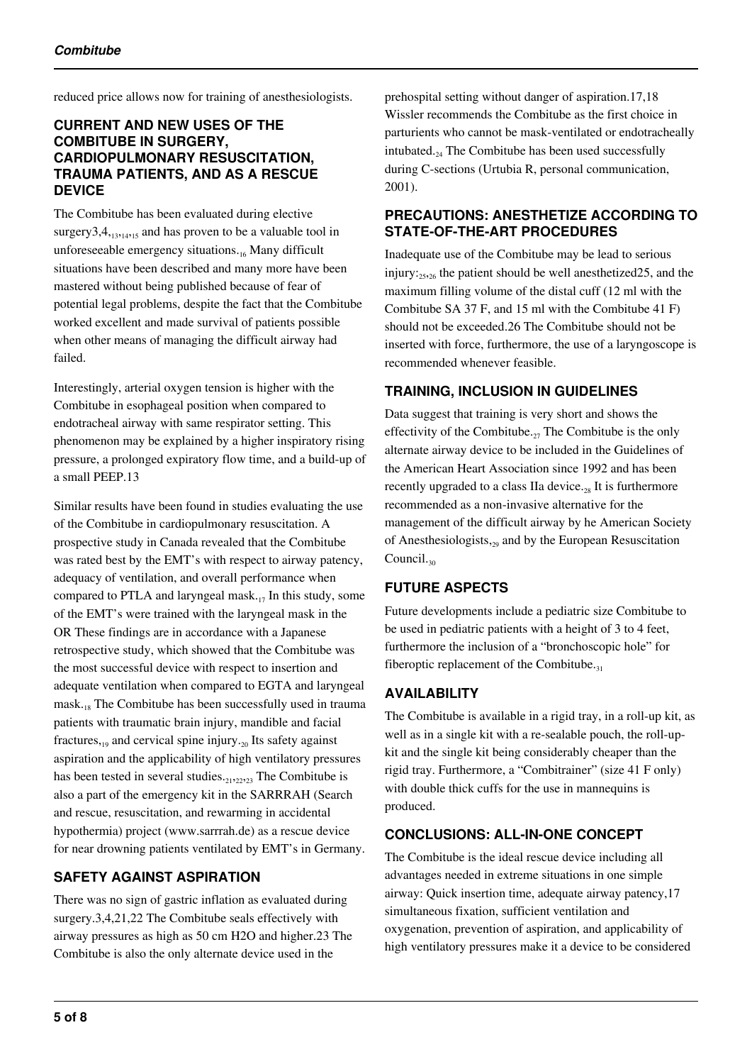reduced price allows now for training of anesthesiologists.

## CURRENT AND NEW USES OF THE COMBITUBE IN SURGERY, CARDIOPULMONARY RESUSCITATION, TRAUMA PATIENTS, AND AS A RESCUE DEVICE

The Combitube has been evaluated during elective surgery3,4,[13,14,15] and has proven to be a valuable tool in unforeseeable emergency situations.[16] Many difficult situations have been described and many more have been mastered without being published because of fear of potential legal problems, despite the fact that the Combitube worked excellent and made survival of patients possible when other means of managing the difficult airway had failed.

Interestingly, arterial oxygen tension is higher with the Combitube in esophageal position when compared to endotracheal airway with same respirator setting. This phenomenon may be explained by a higher inspiratory rising pressure, a prolonged expiratory flow time, and a build-up of a small PEEP.13

Similar results have been found in studies evaluating the use of the Combitube in cardiopulmonary resuscitation. A prospective study in Canada revealed that the Combitube was rated best by the EMT's with respect to airway patency, adequacy of ventilation, and overall performance when compared to PTLA and laryngeal mask.[17] In this study, some of the EMT's were trained with the laryngeal mask in the OR These findings are in accordance with a Japanese retrospective study, which showed that the Combitube was the most successful device with respect to insertion and adequate ventilation when compared to EGTA and laryngeal mask.[18] The Combitube has been successfully used in trauma patients with traumatic brain injury, mandible and facial fractures,[19] and cervical spine injury.[20] Its safety against aspiration and the applicability of high ventilatory pressures has been tested in several studies.[21,22,23] The Combitube is also a part of the emergency kit in the SARRRAH (Search and rescue, resuscitation, and rewarming in accidental hypothermia) project (www.sarrrah.de) as a rescue device for near drowning patients ventilated by EMT's in Germany.

## SAFETY AGAINST ASPIRATION

There was no sign of gastric inflation as evaluated during surgery.3,4,21,22 The Combitube seals effectively with airway pressures as high as 50 cm H2O and higher.23 The Combitube is also the only alternate device used in the prehospital setting without danger of aspiration.17,18 Wissler recommends the Combitube as the first choice in parturients who cannot be mask-ventilated or endotracheally intubated.[24] The Combitube has been used successfully during C-sections (Urtubia R, personal communication, 2001).

## PRECAUTIONS: ANESTHETIZE ACCORDING TO STATE-OF-THE-ART PROCEDURES

Inadequate use of the Combitube may be lead to serious injury:[25,26] the patient should be well anesthetized25, and the maximum filling volume of the distal cuff (12 ml with the Combitube SA 37 F, and 15 ml with the Combitube 41 F) should not be exceeded.26 The Combitube should not be inserted with force, furthermore, the use of a laryngoscope is recommended whenever feasible.

## TRAINING, INCLUSION IN GUIDELINES

Data suggest that training is very short and shows the effectivity of the Combitube.[27] The Combitube is the only alternate airway device to be included in the Guidelines of the American Heart Association since 1992 and has been recently upgraded to a class IIa device.[28] It is furthermore recommended as a non-invasive alternative for the management of the difficult airway by he American Society of Anesthesiologists,[29] and by the European Resuscitation Council.[30]

## FUTURE ASPECTS

Future developments include a pediatric size Combitube to be used in pediatric patients with a height of 3 to 4 feet, furthermore the inclusion of a "bronchoscopic hole" for fiberoptic replacement of the Combitube.[31]

## AVAILABILITY

The Combitube is available in a rigid tray, in a roll-up kit, as well as in a single kit with a re-sealable pouch, the roll-up-kit and the single kit being considerably cheaper than the rigid tray. Furthermore, a "Combitrainer" (size 41 F only) with double thick cuffs for the use in mannequins is produced.

## CONCLUSIONS: ALL-IN-ONE CONCEPT

The Combitube is the ideal rescue device including all advantages needed in extreme situations in one simple airway: Quick insertion time, adequate airway patency,17 simultaneous fixation, sufficient ventilation and oxygenation, prevention of aspiration, and applicability of high ventilatory pressures make it a device to be considered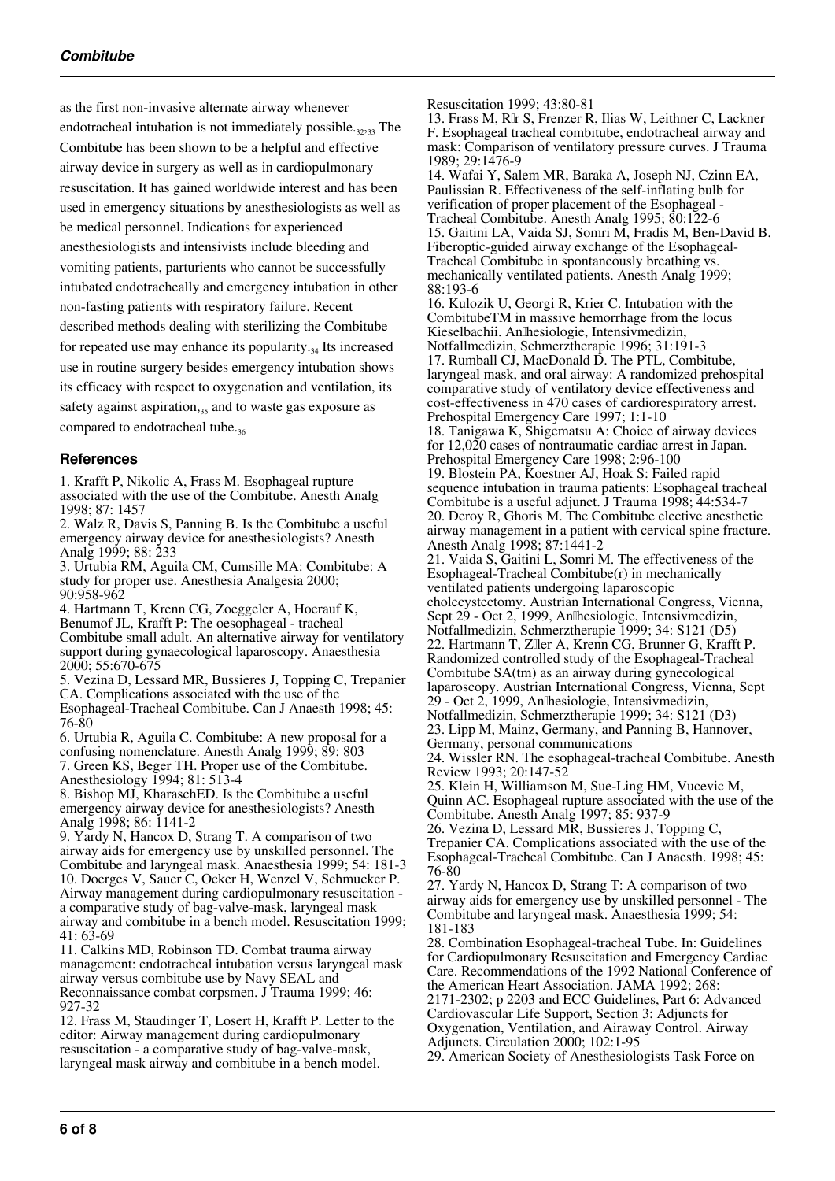as the first non-invasive alternate airway whenever endotracheal intubation is not immediately possible.[32,33] The Combitube has been shown to be a helpful and effective airway device in surgery as well as in cardiopulmonary resuscitation. It has gained worldwide interest and has been used in emergency situations by anesthesiologists as well as be medical personnel. Indications for experienced anesthesiologists and intensivists include bleeding and vomiting patients, parturients who cannot be successfully intubated endotracheally and emergency intubation in other non-fasting patients with respiratory failure. Recent described methods dealing with sterilizing the Combitube for repeated use may enhance its popularity.[34] Its increased use in routine surgery besides emergency intubation shows its efficacy with respect to oxygenation and ventilation, its safety against aspiration,[35] and to waste gas exposure as compared to endotracheal tube.[36]

## References

1. Krafft P, Nikolic A, Frass M. Esophageal rupture associated with the use of the Combitube. Anesth Analg 1998; 87: 1457
2. Walz R, Davis S, Panning B. Is the Combitube a useful emergency airway device for anesthesiologists? Anesth Analg 1999; 88: 233
3. Urtubia RM, Aguila CM, Cumsille MA: Combitube: A study for proper use. Anesthesia Analgesia 2000; 90:958-962
4. Hartmann T, Krenn CG, Zoeggeler A, Hoerauf K, Benumof JL, Krafft P: The oesophageal - tracheal Combitube small adult. An alternative airway for ventilatory support during gynaecological laparoscopy. Anaesthesia 2000; 55:670-675
5. Vezina D, Lessard MR, Bussieres J, Topping C, Trepanier CA. Complications associated with the use of the Esophageal-Tracheal Combitube. Can J Anaesth 1998; 45: 76-80
6. Urtubia R, Aguila C. Combitube: A new proposal for a confusing nomenclature. Anesth Analg 1999; 89: 803
7. Green KS, Beger TH. Proper use of the Combitube. Anesthesiology 1994; 81: 513-4
8. Bishop MJ, KharaschED. Is the Combitube a useful emergency airway device for anesthesiologists? Anesth Analg 1998; 86: 1141-2
9. Yardy N, Hancox D, Strang T. A comparison of two airway aids for emergency use by unskilled personnel. The Combitube and laryngeal mask. Anaesthesia 1999; 54: 181-3
10. Doerges V, Sauer C, Ocker H, Wenzel V, Schmucker P. Airway management during cardiopulmonary resuscitation - a comparative study of bag-valve-mask, laryngeal mask airway and combitube in a bench model. Resuscitation 1999; 41: 63-69
11. Calkins MD, Robinson TD. Combat trauma airway management: endotracheal intubation versus laryngeal mask airway versus combitube use by Navy SEAL and Reconnaissance combat corpsmen. J Trauma 1999; 46: 927-32
12. Frass M, Staudinger T, Losert H, Krafft P. Letter to the editor: Airway management during cardiopulmonary resuscitation - a comparative study of bag-valve-mask, laryngeal mask airway and combitube in a bench model. Resuscitation 1999; 43:80-81
13. Frass M, R�r S, Frenzer R, Ilias W, Leithner C, Lackner F. Esophageal tracheal combitube, endotracheal airway and mask: Comparison of ventilatory pressure curves. J Trauma 1989; 29:1476-9
14. Wafai Y, Salem MR, Baraka A, Joseph NJ, Czinn EA, Paulissian R. Effectiveness of the self-inflating bulb for verification of proper placement of the Esophageal - Tracheal Combitube. Anesth Analg 1995; 80:122-6
15. Gaitini LA, Vaida SJ, Somri M, Fradis M, Ben-David B. Fiberoptic-guided airway exchange of the Esophageal-Tracheal Combitube in spontaneously breathing vs. mechanically ventilated patients. Anesth Analg 1999; 88:193-6
16. Kulozik U, Georgi R, Krier C. Intubation with the CombitubeTM in massive hemorrhage from the locus Kieselbachii. An�hesiologie, Intensivmedizin, Notfallmedizin, Schmerztherapie 1996; 31:191-3
17. Rumball CJ, MacDonald D. The PTL, Combitube, laryngeal mask, and oral airway: A randomized prehospital comparative study of ventilatory device effectiveness and cost-effectiveness in 470 cases of cardiorespiratory arrest. Prehospital Emergency Care 1997; 1:1-10
18. Tanigawa K, Shigematsu A: Choice of airway devices for 12,020 cases of nontraumatic cardiac arrest in Japan. Prehospital Emergency Care 1998; 2:96-100
19. Blostein PA, Koestner AJ, Hoak S: Failed rapid sequence intubation in trauma patients: Esophageal tracheal Combitube is a useful adjunct. J Trauma 1998; 44:534-7
20. Deroy R, Ghoris M. The Combitube elective anesthetic airway management in a patient with cervical spine fracture. Anesth Analg 1998; 87:1441-2
21. Vaida S, Gaitini L, Somri M. The effectiveness of the Esophageal-Tracheal Combitube(r) in mechanically ventilated patients undergoing laparoscopic cholecystectomy. Austrian International Congress, Vienna, Sept 29 - Oct 2, 1999, An�hesiologie, Intensivmedizin, Notfallmedizin, Schmerztherapie 1999; 34: S121 (D5)
22. Hartmann T, Z�ler A, Krenn CG, Brunner G, Krafft P. Randomized controlled study of the Esophageal-Tracheal Combitube SA(tm) as an airway during gynecological laparoscopy. Austrian International Congress, Vienna, Sept 29 - Oct 2, 1999, An�hesiologie, Intensivmedizin, Notfallmedizin, Schmerztherapie 1999; 34: S121 (D3)
23. Lipp M, Mainz, Germany, and Panning B, Hannover, Germany, personal communications
24. Wissler RN. The esophageal-tracheal Combitube. Anesth Review 1993; 20:147-52
25. Klein H, Williamson M, Sue-Ling HM, Vucevic M, Quinn AC. Esophageal rupture associated with the use of the Combitube. Anesth Analg 1997; 85: 937-9
26. Vezina D, Lessard MR, Bussieres J, Topping C, Trepanier CA. Complications associated with the use of the Esophageal-Tracheal Combitube. Can J Anaesth. 1998; 45: 76-80
27. Yardy N, Hancox D, Strang T: A comparison of two airway aids for emergency use by unskilled personnel - The Combitube and laryngeal mask. Anaesthesia 1999; 54: 181-183
28. Combination Esophageal-tracheal Tube. In: Guidelines for Cardiopulmonary Resuscitation and Emergency Cardiac Care. Recommendations of the 1992 National Conference of the American Heart Association. JAMA 1992; 268: 2171-2302; p 2203 and ECC Guidelines, Part 6: Advanced Cardiovascular Life Support, Section 3: Adjuncts for Oxygenation, Ventilation, and Airaway Control. Airway Adjuncts. Circulation 2000; 102:1-95
29. American Society of Anesthesiologists Task Force on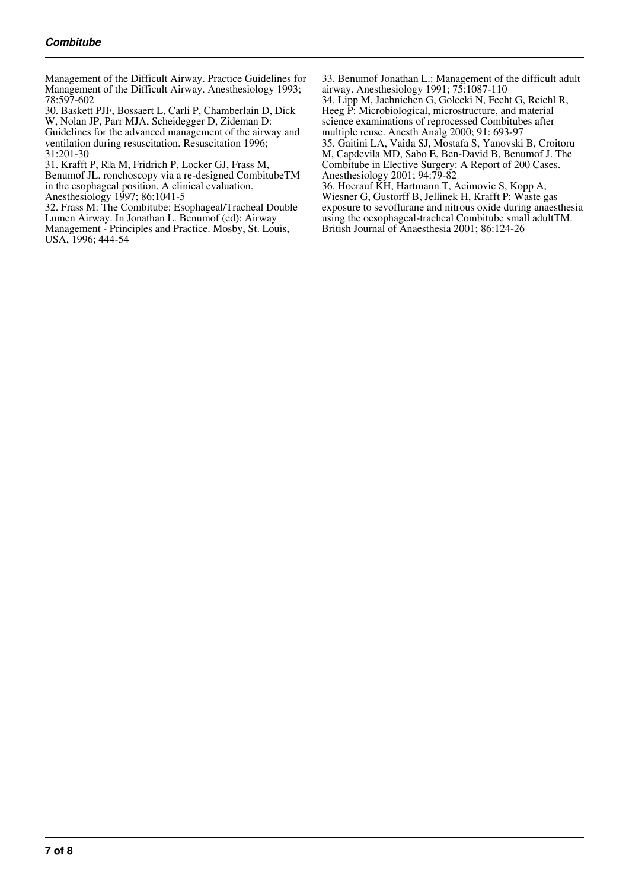Management of the Difficult Airway. Practice Guidelines for Management of the Difficult Airway. Anesthesiology 1993; 78:597-602

30. Baskett PJF, Bossaert L, Carli P, Chamberlain D, Dick W, Nolan JP, Parr MJA, Scheidegger D, Zideman D: Guidelines for the advanced management of the airway and ventilation during resuscitation. Resuscitation 1996; 31:201-30

31. Krafft P, R�a M, Fridrich P, Locker GJ, Frass M, Benumof JL. ronchoscopy via a re-designed CombitubeTM in the esophageal position. A clinical evaluation. Anesthesiology 1997; 86:1041-5

32. Frass M: The Combitube: Esophageal/Tracheal Double Lumen Airway. In Jonathan L. Benumof (ed): Airway Management - Principles and Practice. Mosby, St. Louis, USA, 1996; 444-54

33. Benumof Jonathan L.: Management of the difficult adult airway. Anesthesiology 1991; 75:1087-110

34. Lipp M, Jaehnichen G, Golecki N, Fecht G, Reichl R, Heeg P: Microbiological, microstructure, and material science examinations of reprocessed Combitubes after multiple reuse. Anesth Analg 2000; 91: 693-97

35. Gaitini LA, Vaida SJ, Mostafa S, Yanovski B, Croitoru M, Capdevila MD, Sabo E, Ben-David B, Benumof J. The Combitube in Elective Surgery: A Report of 200 Cases. Anesthesiology 2001; 94:79-82

36. Hoerauf KH, Hartmann T, Acimovic S, Kopp A, Wiesner G, Gustorff B, Jellinek H, Krafft P: Waste gas exposure to sevoflurane and nitrous oxide during anaesthesia using the oesophageal-tracheal Combitube small adultTM. British Journal of Anaesthesia 2001; 86:124-26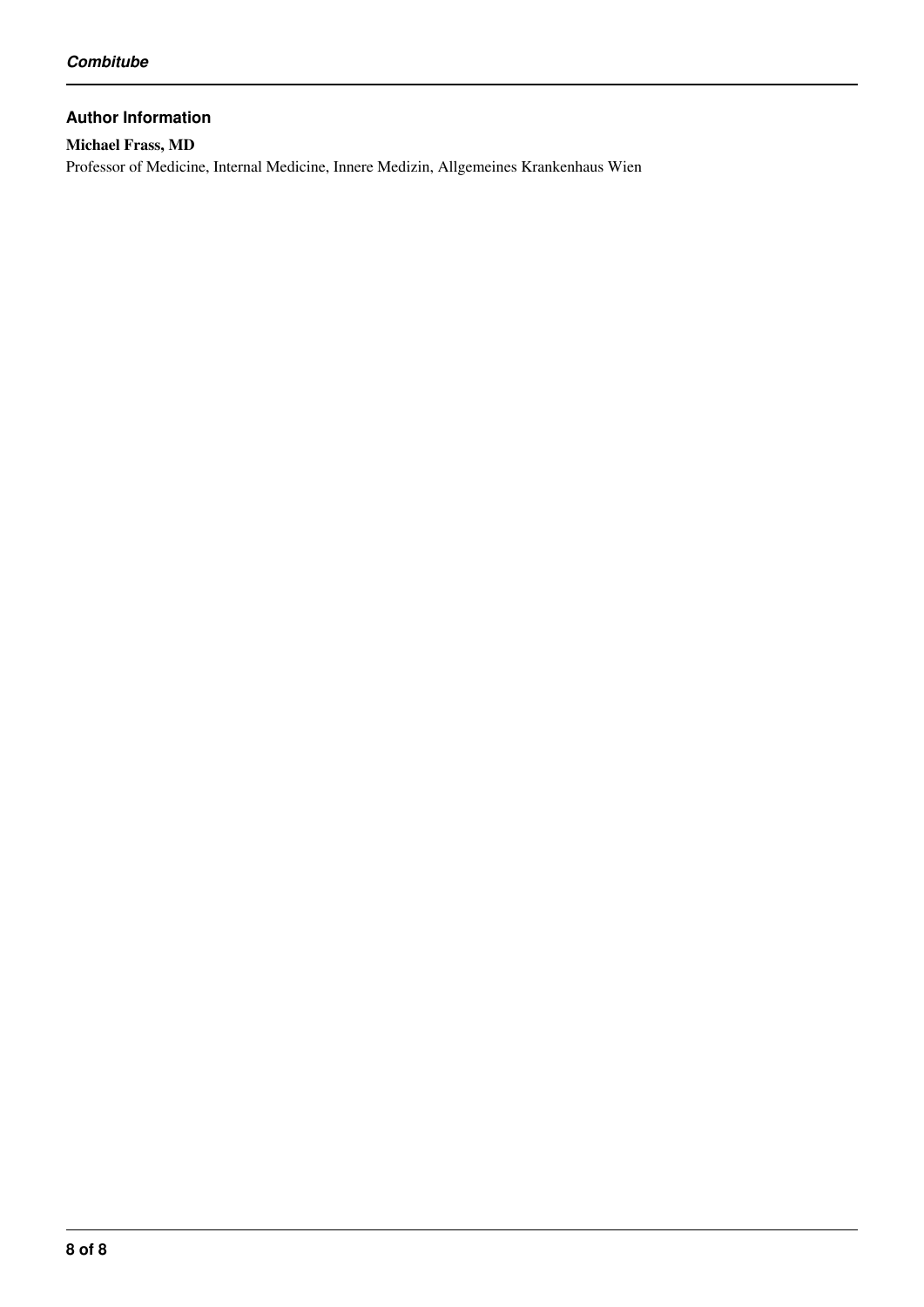## Author Information

**Michael Frass, MD**

Professor of Medicine, Internal Medicine, Innere Medizin, Allgemeines Krankenhaus Wien